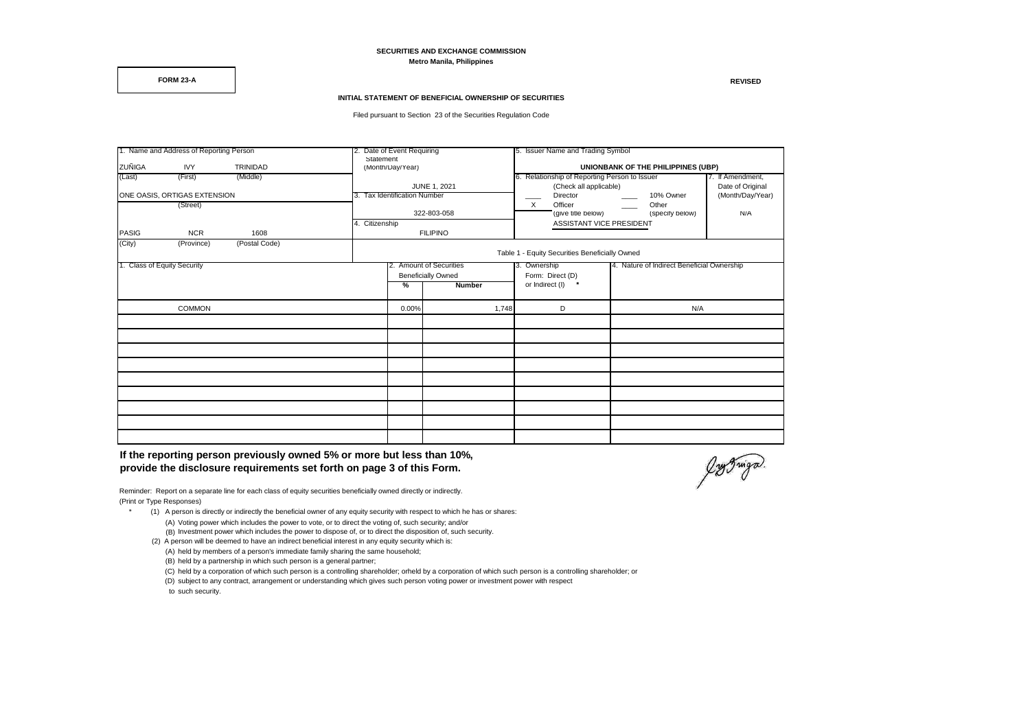**SECURITIES AND EXCHANGE COMMISSION**
**Metro Manila, Philippines**

**FORM 23-A**

**REVISED**

**INITIAL STATEMENT OF BENEFICIAL OWNERSHIP OF SECURITIES**

Filed pursuant to Section 23 of the Securities Regulation Code

| 1. Name and Address of Reporting Person | 2. Date of Event Requiring Statement (Month/Day/Year) | 5. Issuer Name and Trading Symbol | 7. If Amendment, Date of Original (Month/Day/Year) |
|---|---|---|---|
| ZUÑIGA (Last) IVY (First) TRINIDAD (Middle) | JUNE 1, 2021 | UNIONBANK OF THE PHILIPPINES (UBP) | N/A |
| ONE OASIS, ORTIGAS EXTENSION (Street) | 3. Tax Identification Number: 322-803-058 | 6. Relationship of Reporting Person to Issuer (Check all applicable): ____ Director; X Officer (give title below); ____ 10% Owner; ____ Other (specify below) | |
| PASIG (City) NCR (Province) 1608 (Postal Code) | 4. Citizenship: FILIPINO | ASSISTANT VICE PRESIDENT | |

Table 1 - Equity Securities Beneficially Owned

| 1. Class of Equity Security | 2. Amount of Securities Beneficially Owned | | 3. Ownership Form: Direct (D) or Indirect (I) * | 4. Nature of Indirect Beneficial Ownership |
|---|---|---|---|---|
| | % | Number | | |
| COMMON | 0.00% | 1,748 | D | N/A |
| | | | | |
| | | | | |
| | | | | |
| | | | | |
| | | | | |
| | | | | |
| | | | | |
| | | | | |
| | | | | |

**If the reporting person previously owned 5% or more but less than 10%, provide the disclosure requirements set forth on page 3 of this Form.**

Reminder: Report on a separate line for each class of equity securities beneficially owned directly or indirectly.
(Print or Type Responses)

\* (1) A person is directly or indirectly the beneficial owner of any equity security with respect to which he has or shares:
- (A) Voting power which includes the power to vote, or to direct the voting of, such security; and/or
- (B) Investment power which includes the power to dispose of, or to direct the disposition of, such security.

(2) A person will be deemed to have an indirect beneficial interest in any equity security which is:
- (A) held by members of a person's immediate family sharing the same household;
- (B) held by a partnership in which such person is a general partner;
- (C) held by a corporation of which such person is a controlling shareholder; orheld by a corporation of which such person is a controlling shareholder; or
- (D) subject to any contract, arrangement or understanding which gives such person voting power or investment power with respect to such security.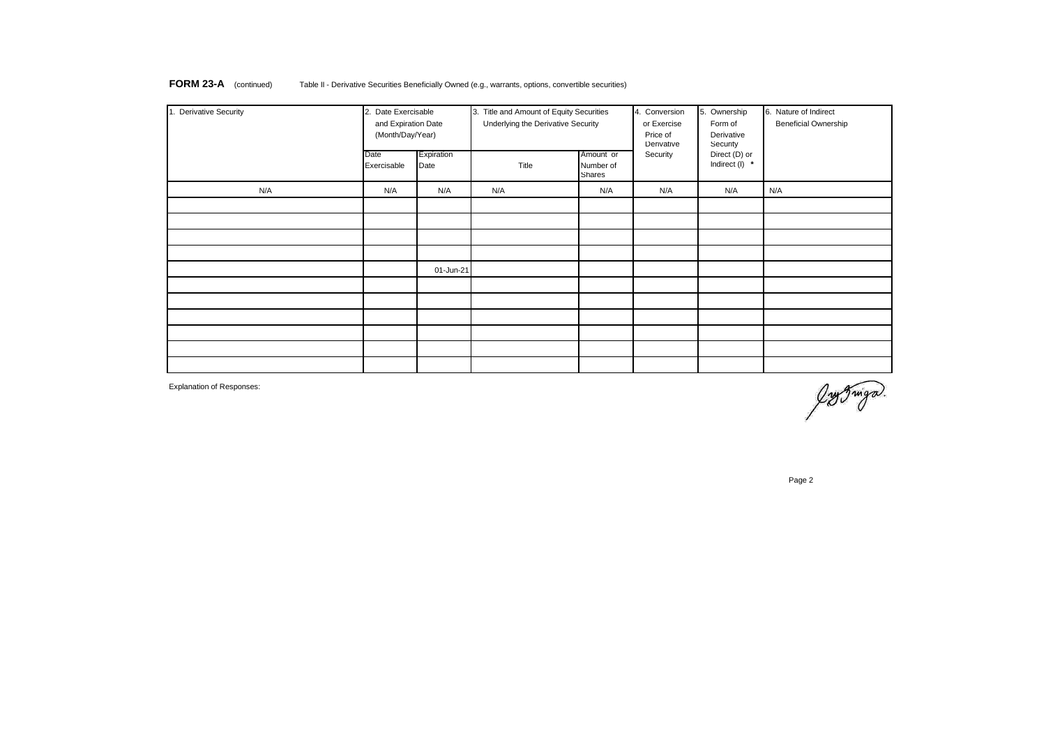**FORM 23-A** (continued) Table II - Derivative Securities Beneficially Owned (e.g., warrants, options, convertible securities)

| 1. Derivative Security | 2. Date Exercisable and Expiration Date (Month/Day/Year) | | 3. Title and Amount of Equity Securities Underlying the Derivative Security | | 4. Conversion or Exercise Price of Derivative Security | 5. Ownership Form of Derivative Security Direct (D) or Indirect (I) * | 6. Nature of Indirect Beneficial Ownership |
|---|---|---|---|---|---|---|---|
| | Date Exercisable | Expiration Date | Title | Amount or Number of Shares | | | |
| N/A | N/A | N/A | N/A | N/A | N/A | N/A | N/A |
| | | | | | | | |
| | | | | | | | |
| | | | | | | | |
| | | | | | | | |
| | | 01-Jun-21 | | | | | |
| | | | | | | | |
| | | | | | | | |
| | | | | | | | |
| | | | | | | | |
| | | | | | | | |
| | | | | | | | |

Explanation of Responses: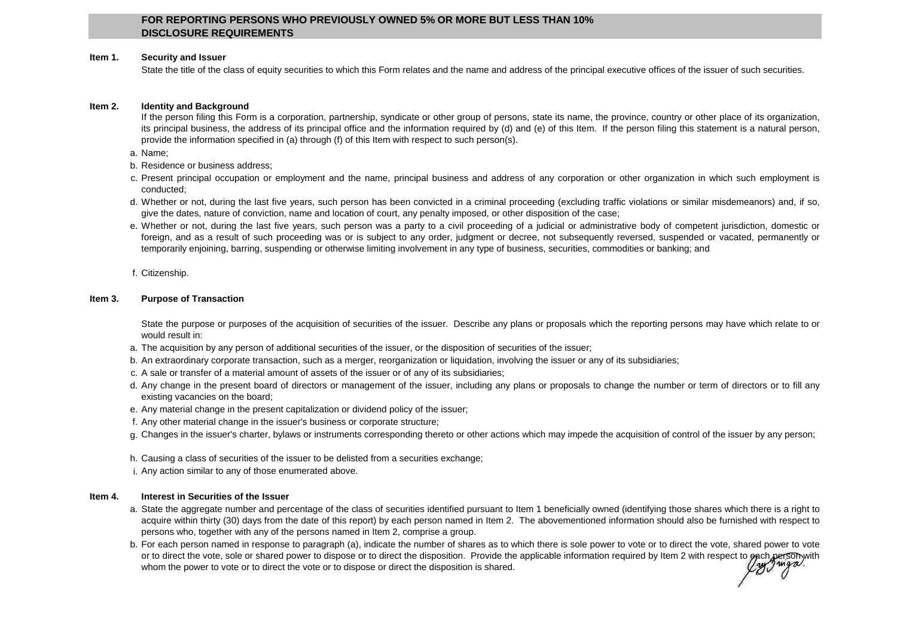## FOR REPORTING PERSONS WHO PREVIOUSLY OWNED 5% OR MORE BUT LESS THAN 10%
## DISCLOSURE REQUIREMENTS

**Item 1. Security and Issuer**

State the title of the class of equity securities to which this Form relates and the name and address of the principal executive offices of the issuer of such securities.

**Item 2. Identity and Background**

If the person filing this Form is a corporation, partnership, syndicate or other group of persons, state its name, the province, country or other place of its organization, its principal business, the address of its principal office and the information required by (d) and (e) of this Item. If the person filing this statement is a natural person, provide the information specified in (a) through (f) of this Item with respect to such person(s).

a. Name;

b. Residence or business address;

c. Present principal occupation or employment and the name, principal business and address of any corporation or other organization in which such employment is conducted;

d. Whether or not, during the last five years, such person has been convicted in a criminal proceeding (excluding traffic violations or similar misdemeanors) and, if so, give the dates, nature of conviction, name and location of court, any penalty imposed, or other disposition of the case;

e. Whether or not, during the last five years, such person was a party to a civil proceeding of a judicial or administrative body of competent jurisdiction, domestic or foreign, and as a result of such proceeding was or is subject to any order, judgment or decree, not subsequently reversed, suspended or vacated, permanently or temporarily enjoining, barring, suspending or otherwise limiting involvement in any type of business, securities, commodities or banking; and

f. Citizenship.

**Item 3. Purpose of Transaction**

State the purpose or purposes of the acquisition of securities of the issuer. Describe any plans or proposals which the reporting persons may have which relate to or would result in:

a. The acquisition by any person of additional securities of the issuer, or the disposition of securities of the issuer;

b. An extraordinary corporate transaction, such as a merger, reorganization or liquidation, involving the issuer or any of its subsidiaries;

c. A sale or transfer of a material amount of assets of the issuer or of any of its subsidiaries;

d. Any change in the present board of directors or management of the issuer, including any plans or proposals to change the number or term of directors or to fill any existing vacancies on the board;

e. Any material change in the present capitalization or dividend policy of the issuer;

f. Any other material change in the issuer's business or corporate structure;

g. Changes in the issuer's charter, bylaws or instruments corresponding thereto or other actions which may impede the acquisition of control of the issuer by any person;

h. Causing a class of securities of the issuer to be delisted from a securities exchange;

i. Any action similar to any of those enumerated above.

**Item 4. Interest in Securities of the Issuer**

a. State the aggregate number and percentage of the class of securities identified pursuant to Item 1 beneficially owned (identifying those shares which there is a right to acquire within thirty (30) days from the date of this report) by each person named in Item 2. The abovementioned information should also be furnished with respect to persons who, together with any of the persons named in Item 2, comprise a group.

b. For each person named in response to paragraph (a), indicate the number of shares as to which there is sole power to vote or to direct the vote, shared power to vote or to direct the vote, sole or shared power to dispose or to direct the disposition. Provide the applicable information required by Item 2 with respect to each person with whom the power to vote or to direct the vote or to dispose or direct the disposition is shared.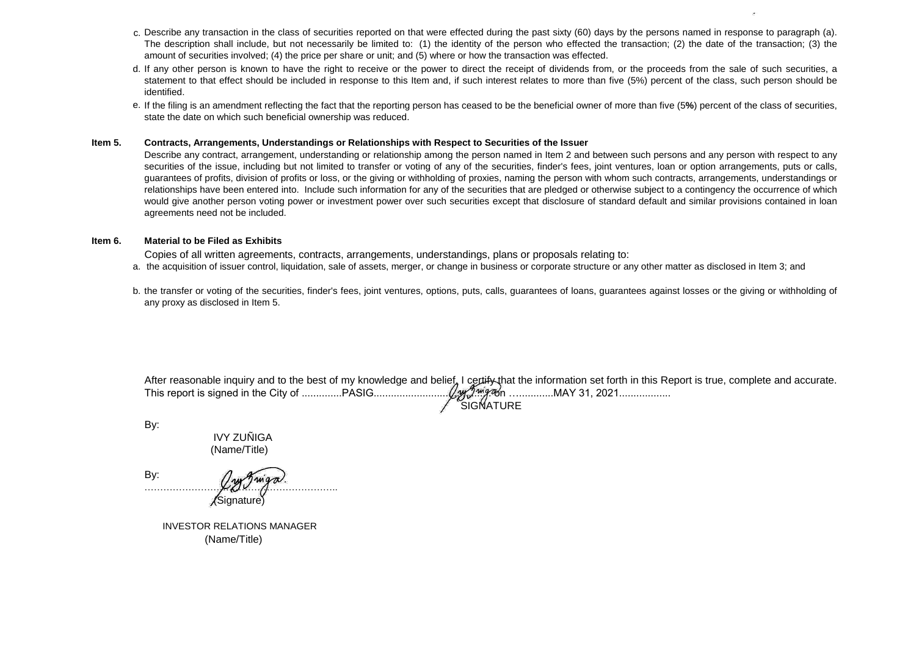c. Describe any transaction in the class of securities reported on that were effected during the past sixty (60) days by the persons named in response to paragraph (a). The description shall include, but not necessarily be limited to: (1) the identity of the person who effected the transaction; (2) the date of the transaction; (3) the amount of securities involved; (4) the price per share or unit; and (5) where or how the transaction was effected.

d. If any other person is known to have the right to receive or the power to direct the receipt of dividends from, or the proceeds from the sale of such securities, a statement to that effect should be included in response to this Item and, if such interest relates to more than five (5%) percent of the class, such person should be identified.

e. If the filing is an amendment reflecting the fact that the reporting person has ceased to be the beneficial owner of more than five (5**%**) percent of the class of securities, state the date on which such beneficial ownership was reduced.

**Item 5. Contracts, Arrangements, Understandings or Relationships with Respect to Securities of the Issuer**

Describe any contract, arrangement, understanding or relationship among the person named in Item 2 and between such persons and any person with respect to any securities of the issue, including but not limited to transfer or voting of any of the securities, finder's fees, joint ventures, loan or option arrangements, puts or calls, guarantees of profits, division of profits or loss, or the giving or withholding of proxies, naming the person with whom such contracts, arrangements, understandings or relationships have been entered into. Include such information for any of the securities that are pledged or otherwise subject to a contingency the occurrence of which would give another person voting power or investment power over such securities except that disclosure of standard default and similar provisions contained in loan agreements need not be included.

**Item 6. Material to be Filed as Exhibits**

Copies of all written agreements, contracts, arrangements, understandings, plans or proposals relating to:

a. the acquisition of issuer control, liquidation, sale of assets, merger, or change in business or corporate structure or any other matter as disclosed in Item 3; and

b. the transfer or voting of the securities, finder's fees, joint ventures, options, puts, calls, guarantees of loans, guarantees against losses or the giving or withholding of any proxy as disclosed in Item 5.

After reasonable inquiry and to the best of my knowledge and belief, I certify that the information set forth in this Report is true, complete and accurate. This report is signed in the City of .............PASIG.............................................on ….............MAY 31, 2021.................

SIGNATURE

By:

IVY ZUÑIGA
(Name/Title)

By: ……………………………………………………..
(Signature)

INVESTOR RELATIONS MANAGER
(Name/Title)